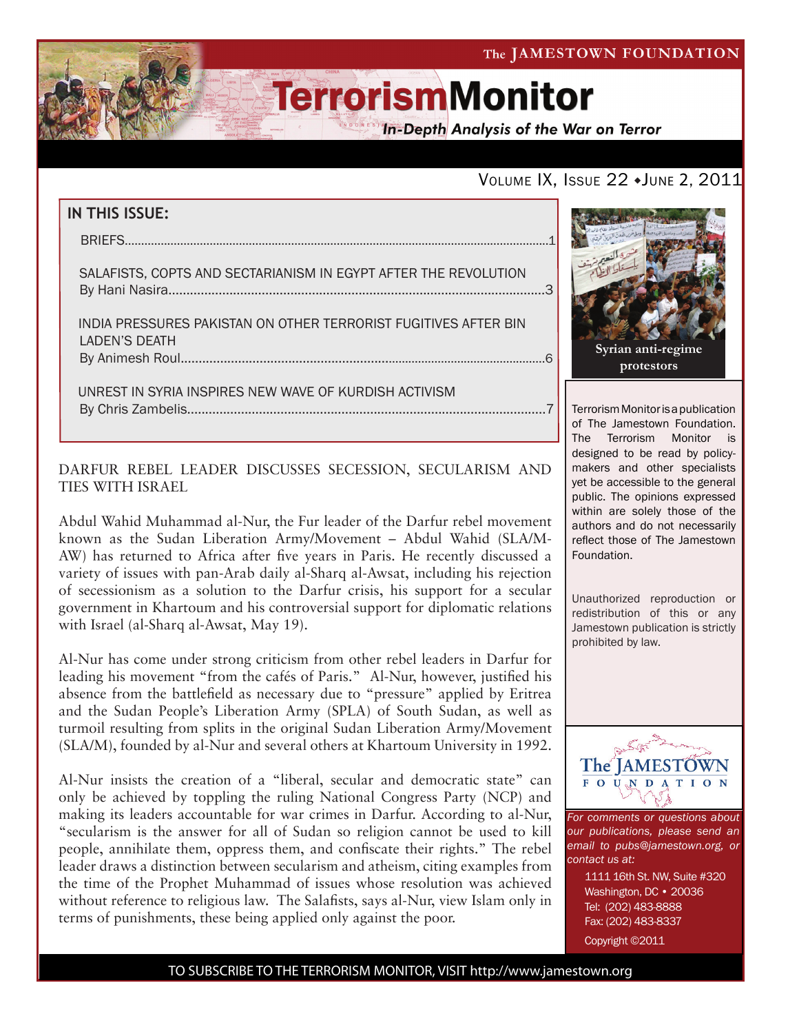The JAMESTOWN FOUNDATION

# TerrorismMonitor

*In-Depth Analysis of the War on Terror*

VOLUME IX, ISSUE 22 • JUNE 2, 2011

**IN THIS ISSUE:**

BRIEFS....................1

SALAFISTS, COPTS AND SECTARIANISM IN EGYPT AFTER THE REVOLUTION
By Hani Nasira....................3

INDIA PRESSURES PAKISTAN ON OTHER TERRORIST FUGITIVES AFTER BIN LADEN'S DEATH
By Animesh Roul....................6

UNREST IN SYRIA INSPIRES NEW WAVE OF KURDISH ACTIVISM
By Chris Zambelis....................7

**Syrian anti-regime protestors**

Terrorism Monitor is a publication of The Jamestown Foundation. The Terrorism Monitor is designed to be read by policy-makers and other specialists yet be accessible to the general public. The opinions expressed within are solely those of the authors and do not necessarily reflect those of The Jamestown Foundation.

Unauthorized reproduction or redistribution of this or any Jamestown publication is strictly prohibited by law.

## DARFUR REBEL LEADER DISCUSSES SECESSION, SECULARISM AND TIES WITH ISRAEL

Abdul Wahid Muhammad al-Nur, the Fur leader of the Darfur rebel movement known as the Sudan Liberation Army/Movement – Abdul Wahid (SLA/M-AW) has returned to Africa after five years in Paris. He recently discussed a variety of issues with pan-Arab daily al-Sharq al-Awsat, including his rejection of secessionism as a solution to the Darfur crisis, his support for a secular government in Khartoum and his controversial support for diplomatic relations with Israel (al-Sharq al-Awsat, May 19).

Al-Nur has come under strong criticism from other rebel leaders in Darfur for leading his movement "from the cafés of Paris." Al-Nur, however, justified his absence from the battlefield as necessary due to "pressure" applied by Eritrea and the Sudan People's Liberation Army (SPLA) of South Sudan, as well as turmoil resulting from splits in the original Sudan Liberation Army/Movement (SLA/M), founded by al-Nur and several others at Khartoum University in 1992.

Al-Nur insists the creation of a "liberal, secular and democratic state" can only be achieved by toppling the ruling National Congress Party (NCP) and making its leaders accountable for war crimes in Darfur. According to al-Nur, "secularism is the answer for all of Sudan so religion cannot be used to kill people, annihilate them, oppress them, and confiscate their rights." The rebel leader draws a distinction between secularism and atheism, citing examples from the time of the Prophet Muhammad of issues whose resolution was achieved without reference to religious law. The Salafists, says al-Nur, view Islam only in terms of punishments, these being applied only against the poor.

The JAMESTOWN FOUNDATION

*For comments or questions about our publications, please send an email to pubs@jamestown.org, or contact us at:*

1111 16th St. NW, Suite #320
Washington, DC • 20036
Tel: (202) 483-8888
Fax: (202) 483-8337

Copyright ©2011

TO SUBSCRIBE TO THE TERRORISM MONITOR, VISIT http://www.jamestown.org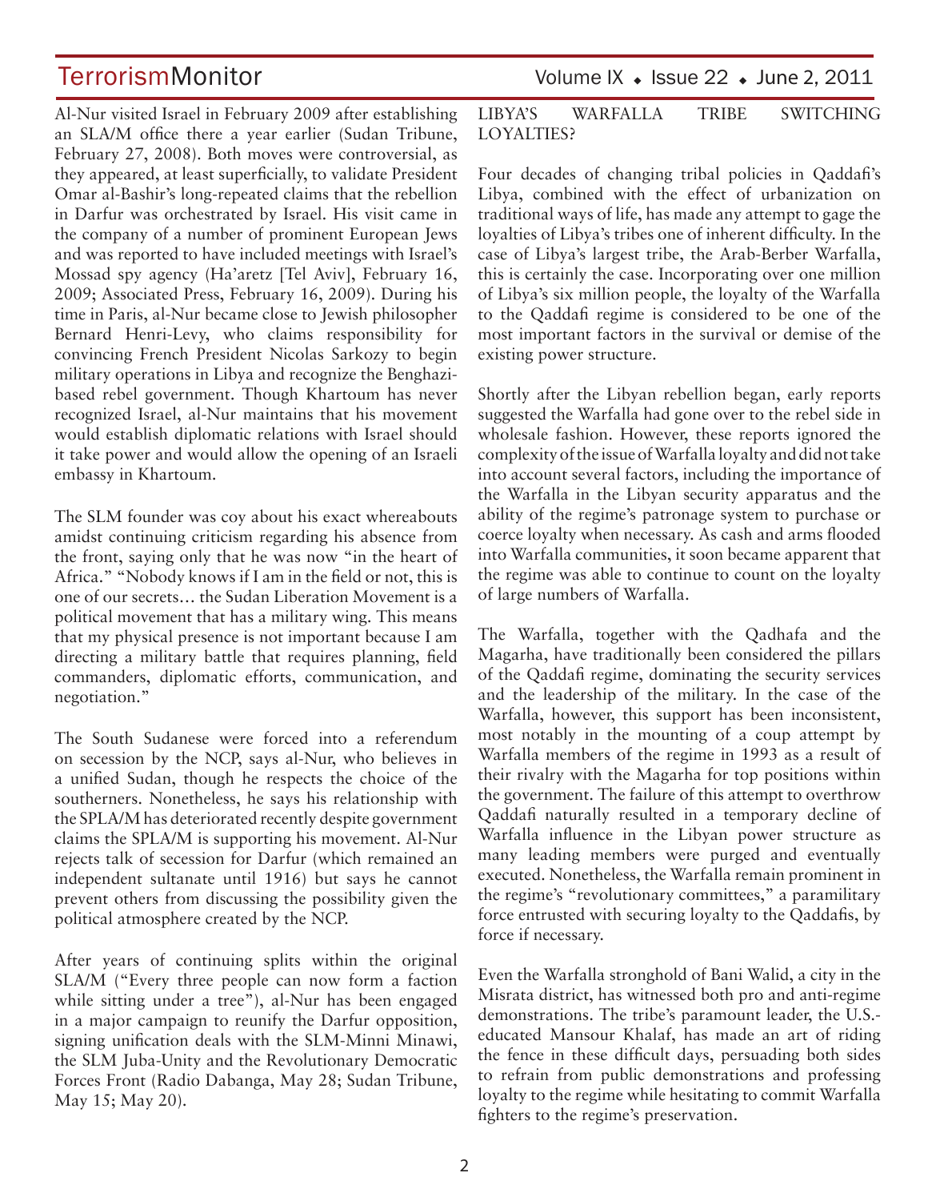Al-Nur visited Israel in February 2009 after establishing an SLA/M office there a year earlier (Sudan Tribune, February 27, 2008). Both moves were controversial, as they appeared, at least superficially, to validate President Omar al-Bashir's long-repeated claims that the rebellion in Darfur was orchestrated by Israel. His visit came in the company of a number of prominent European Jews and was reported to have included meetings with Israel's Mossad spy agency (Ha'aretz [Tel Aviv], February 16, 2009; Associated Press, February 16, 2009). During his time in Paris, al-Nur became close to Jewish philosopher Bernard Henri-Levy, who claims responsibility for convincing French President Nicolas Sarkozy to begin military operations in Libya and recognize the Benghazi-based rebel government. Though Khartoum has never recognized Israel, al-Nur maintains that his movement would establish diplomatic relations with Israel should it take power and would allow the opening of an Israeli embassy in Khartoum.

The SLM founder was coy about his exact whereabouts amidst continuing criticism regarding his absence from the front, saying only that he was now "in the heart of Africa." "Nobody knows if I am in the field or not, this is one of our secrets… the Sudan Liberation Movement is a political movement that has a military wing. This means that my physical presence is not important because I am directing a military battle that requires planning, field commanders, diplomatic efforts, communication, and negotiation."

The South Sudanese were forced into a referendum on secession by the NCP, says al-Nur, who believes in a unified Sudan, though he respects the choice of the southerners. Nonetheless, he says his relationship with the SPLA/M has deteriorated recently despite government claims the SPLA/M is supporting his movement. Al-Nur rejects talk of secession for Darfur (which remained an independent sultanate until 1916) but says he cannot prevent others from discussing the possibility given the political atmosphere created by the NCP.

After years of continuing splits within the original SLA/M ("Every three people can now form a faction while sitting under a tree"), al-Nur has been engaged in a major campaign to reunify the Darfur opposition, signing unification deals with the SLM-Minni Minawi, the SLM Juba-Unity and the Revolutionary Democratic Forces Front (Radio Dabanga, May 28; Sudan Tribune, May 15; May 20).

## LIBYA'S WARFALLA TRIBE SWITCHING LOYALTIES?

Four decades of changing tribal policies in Qaddafi's Libya, combined with the effect of urbanization on traditional ways of life, has made any attempt to gage the loyalties of Libya's tribes one of inherent difficulty. In the case of Libya's largest tribe, the Arab-Berber Warfalla, this is certainly the case. Incorporating over one million of Libya's six million people, the loyalty of the Warfalla to the Qaddafi regime is considered to be one of the most important factors in the survival or demise of the existing power structure.

Shortly after the Libyan rebellion began, early reports suggested the Warfalla had gone over to the rebel side in wholesale fashion. However, these reports ignored the complexity of the issue of Warfalla loyalty and did not take into account several factors, including the importance of the Warfalla in the Libyan security apparatus and the ability of the regime's patronage system to purchase or coerce loyalty when necessary. As cash and arms flooded into Warfalla communities, it soon became apparent that the regime was able to continue to count on the loyalty of large numbers of Warfalla.

The Warfalla, together with the Qadhafa and the Magarha, have traditionally been considered the pillars of the Qaddafi regime, dominating the security services and the leadership of the military. In the case of the Warfalla, however, this support has been inconsistent, most notably in the mounting of a coup attempt by Warfalla members of the regime in 1993 as a result of their rivalry with the Magarha for top positions within the government. The failure of this attempt to overthrow Qaddafi naturally resulted in a temporary decline of Warfalla influence in the Libyan power structure as many leading members were purged and eventually executed. Nonetheless, the Warfalla remain prominent in the regime's "revolutionary committees," a paramilitary force entrusted with securing loyalty to the Qaddafis, by force if necessary.

Even the Warfalla stronghold of Bani Walid, a city in the Misrata district, has witnessed both pro and anti-regime demonstrations. The tribe's paramount leader, the U.S.-educated Mansour Khalaf, has made an art of riding the fence in these difficult days, persuading both sides to refrain from public demonstrations and professing loyalty to the regime while hesitating to commit Warfalla fighters to the regime's preservation.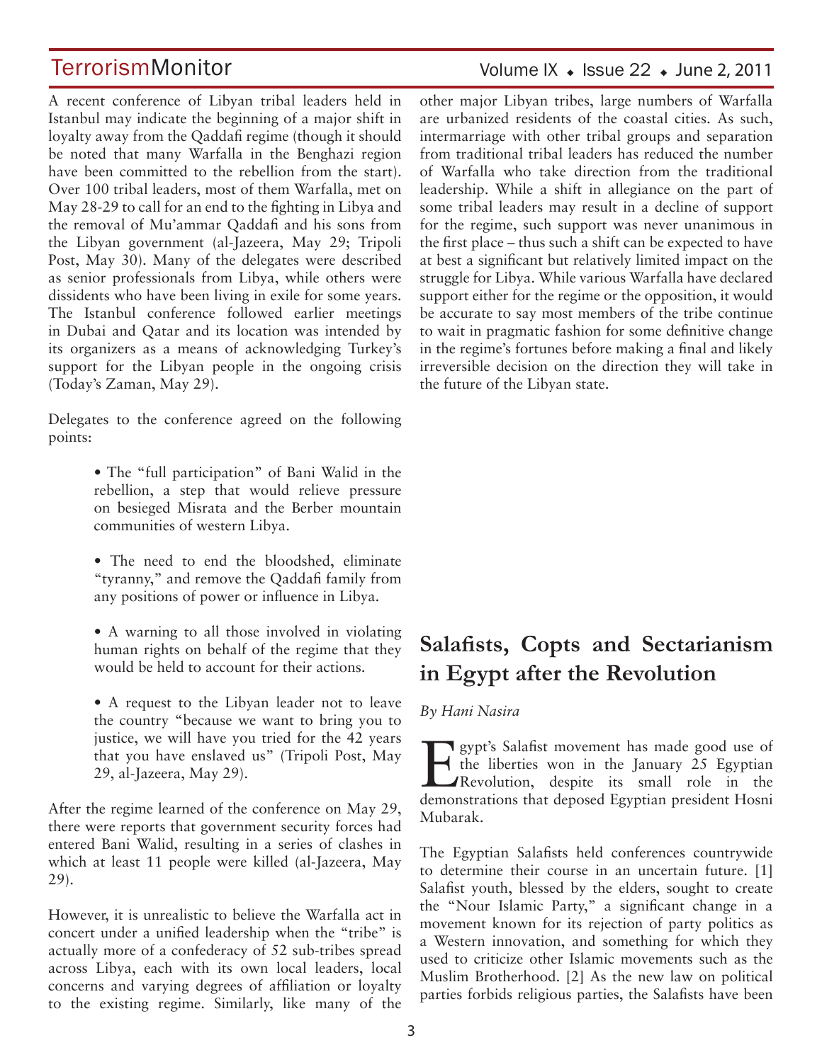A recent conference of Libyan tribal leaders held in Istanbul may indicate the beginning of a major shift in loyalty away from the Qaddafi regime (though it should be noted that many Warfalla in the Benghazi region have been committed to the rebellion from the start). Over 100 tribal leaders, most of them Warfalla, met on May 28-29 to call for an end to the fighting in Libya and the removal of Mu'ammar Qaddafi and his sons from the Libyan government (al-Jazeera, May 29; Tripoli Post, May 30). Many of the delegates were described as senior professionals from Libya, while others were dissidents who have been living in exile for some years. The Istanbul conference followed earlier meetings in Dubai and Qatar and its location was intended by its organizers as a means of acknowledging Turkey's support for the Libyan people in the ongoing crisis (Today's Zaman, May 29).

Delegates to the conference agreed on the following points:

- The "full participation" of Bani Walid in the rebellion, a step that would relieve pressure on besieged Misrata and the Berber mountain communities of western Libya.
- The need to end the bloodshed, eliminate "tyranny," and remove the Qaddafi family from any positions of power or influence in Libya.
- A warning to all those involved in violating human rights on behalf of the regime that they would be held to account for their actions.
- A request to the Libyan leader not to leave the country "because we want to bring you to justice, we will have you tried for the 42 years that you have enslaved us" (Tripoli Post, May 29, al-Jazeera, May 29).

After the regime learned of the conference on May 29, there were reports that government security forces had entered Bani Walid, resulting in a series of clashes in which at least 11 people were killed (al-Jazeera, May 29).

However, it is unrealistic to believe the Warfalla act in concert under a unified leadership when the "tribe" is actually more of a confederacy of 52 sub-tribes spread across Libya, each with its own local leaders, local concerns and varying degrees of affiliation or loyalty to the existing regime. Similarly, like many of the other major Libyan tribes, large numbers of Warfalla are urbanized residents of the coastal cities. As such, intermarriage with other tribal groups and separation from traditional tribal leaders has reduced the number of Warfalla who take direction from the traditional leadership. While a shift in allegiance on the part of some tribal leaders may result in a decline of support for the regime, such support was never unanimous in the first place – thus such a shift can be expected to have at best a significant but relatively limited impact on the struggle for Libya. While various Warfalla have declared support either for the regime or the opposition, it would be accurate to say most members of the tribe continue to wait in pragmatic fashion for some definitive change in the regime's fortunes before making a final and likely irreversible decision on the direction they will take in the future of the Libyan state.

## Salafists, Copts and Sectarianism in Egypt after the Revolution

*By Hani Nasira*

Egypt's Salafist movement has made good use of the liberties won in the January 25 Egyptian Revolution, despite its small role in the demonstrations that deposed Egyptian president Hosni Mubarak.

The Egyptian Salafists held conferences countrywide to determine their course in an uncertain future. [1] Salafist youth, blessed by the elders, sought to create the "Nour Islamic Party," a significant change in a movement known for its rejection of party politics as a Western innovation, and something for which they used to criticize other Islamic movements such as the Muslim Brotherhood. [2] As the new law on political parties forbids religious parties, the Salafists have been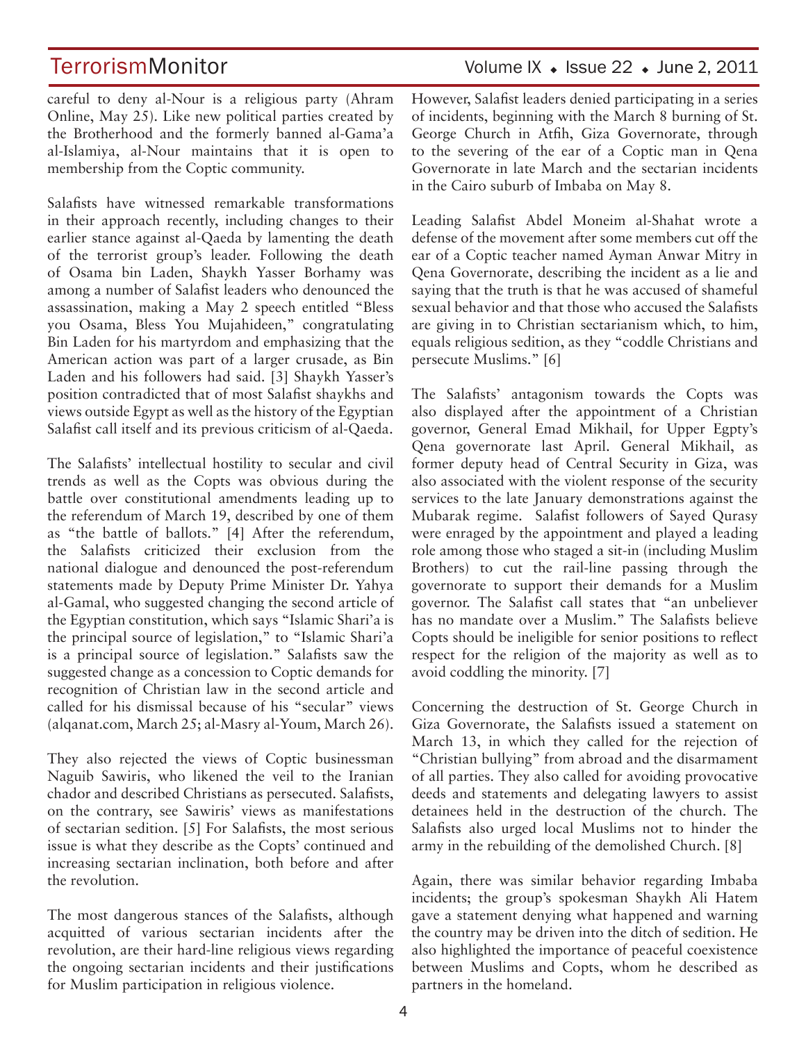careful to deny al-Nour is a religious party (Ahram Online, May 25). Like new political parties created by the Brotherhood and the formerly banned al-Gama'a al-Islamiya, al-Nour maintains that it is open to membership from the Coptic community.

Salafists have witnessed remarkable transformations in their approach recently, including changes to their earlier stance against al-Qaeda by lamenting the death of the terrorist group's leader. Following the death of Osama bin Laden, Shaykh Yasser Borhamy was among a number of Salafist leaders who denounced the assassination, making a May 2 speech entitled "Bless you Osama, Bless You Mujahideen," congratulating Bin Laden for his martyrdom and emphasizing that the American action was part of a larger crusade, as Bin Laden and his followers had said. [3] Shaykh Yasser's position contradicted that of most Salafist shaykhs and views outside Egypt as well as the history of the Egyptian Salafist call itself and its previous criticism of al-Qaeda.

The Salafists' intellectual hostility to secular and civil trends as well as the Copts was obvious during the battle over constitutional amendments leading up to the referendum of March 19, described by one of them as "the battle of ballots." [4] After the referendum, the Salafists criticized their exclusion from the national dialogue and denounced the post-referendum statements made by Deputy Prime Minister Dr. Yahya al-Gamal, who suggested changing the second article of the Egyptian constitution, which says "Islamic Shari'a is the principal source of legislation," to "Islamic Shari'a is a principal source of legislation." Salafists saw the suggested change as a concession to Coptic demands for recognition of Christian law in the second article and called for his dismissal because of his "secular" views (alqanat.com, March 25; al-Masry al-Youm, March 26).

They also rejected the views of Coptic businessman Naguib Sawiris, who likened the veil to the Iranian chador and described Christians as persecuted. Salafists, on the contrary, see Sawiris' views as manifestations of sectarian sedition. [5] For Salafists, the most serious issue is what they describe as the Copts' continued and increasing sectarian inclination, both before and after the revolution.

The most dangerous stances of the Salafists, although acquitted of various sectarian incidents after the revolution, are their hard-line religious views regarding the ongoing sectarian incidents and their justifications for Muslim participation in religious violence.

However, Salafist leaders denied participating in a series of incidents, beginning with the March 8 burning of St. George Church in Atfih, Giza Governorate, through to the severing of the ear of a Coptic man in Qena Governorate in late March and the sectarian incidents in the Cairo suburb of Imbaba on May 8.

Leading Salafist Abdel Moneim al-Shahat wrote a defense of the movement after some members cut off the ear of a Coptic teacher named Ayman Anwar Mitry in Qena Governorate, describing the incident as a lie and saying that the truth is that he was accused of shameful sexual behavior and that those who accused the Salafists are giving in to Christian sectarianism which, to him, equals religious sedition, as they "coddle Christians and persecute Muslims." [6]

The Salafists' antagonism towards the Copts was also displayed after the appointment of a Christian governor, General Emad Mikhail, for Upper Egpty's Qena governorate last April. General Mikhail, as former deputy head of Central Security in Giza, was also associated with the violent response of the security services to the late January demonstrations against the Mubarak regime. Salafist followers of Sayed Qurasy were enraged by the appointment and played a leading role among those who staged a sit-in (including Muslim Brothers) to cut the rail-line passing through the governorate to support their demands for a Muslim governor. The Salafist call states that "an unbeliever has no mandate over a Muslim." The Salafists believe Copts should be ineligible for senior positions to reflect respect for the religion of the majority as well as to avoid coddling the minority. [7]

Concerning the destruction of St. George Church in Giza Governorate, the Salafists issued a statement on March 13, in which they called for the rejection of "Christian bullying" from abroad and the disarmament of all parties. They also called for avoiding provocative deeds and statements and delegating lawyers to assist detainees held in the destruction of the church. The Salafists also urged local Muslims not to hinder the army in the rebuilding of the demolished Church. [8]

Again, there was similar behavior regarding Imbaba incidents; the group's spokesman Shaykh Ali Hatem gave a statement denying what happened and warning the country may be driven into the ditch of sedition. He also highlighted the importance of peaceful coexistence between Muslims and Copts, whom he described as partners in the homeland.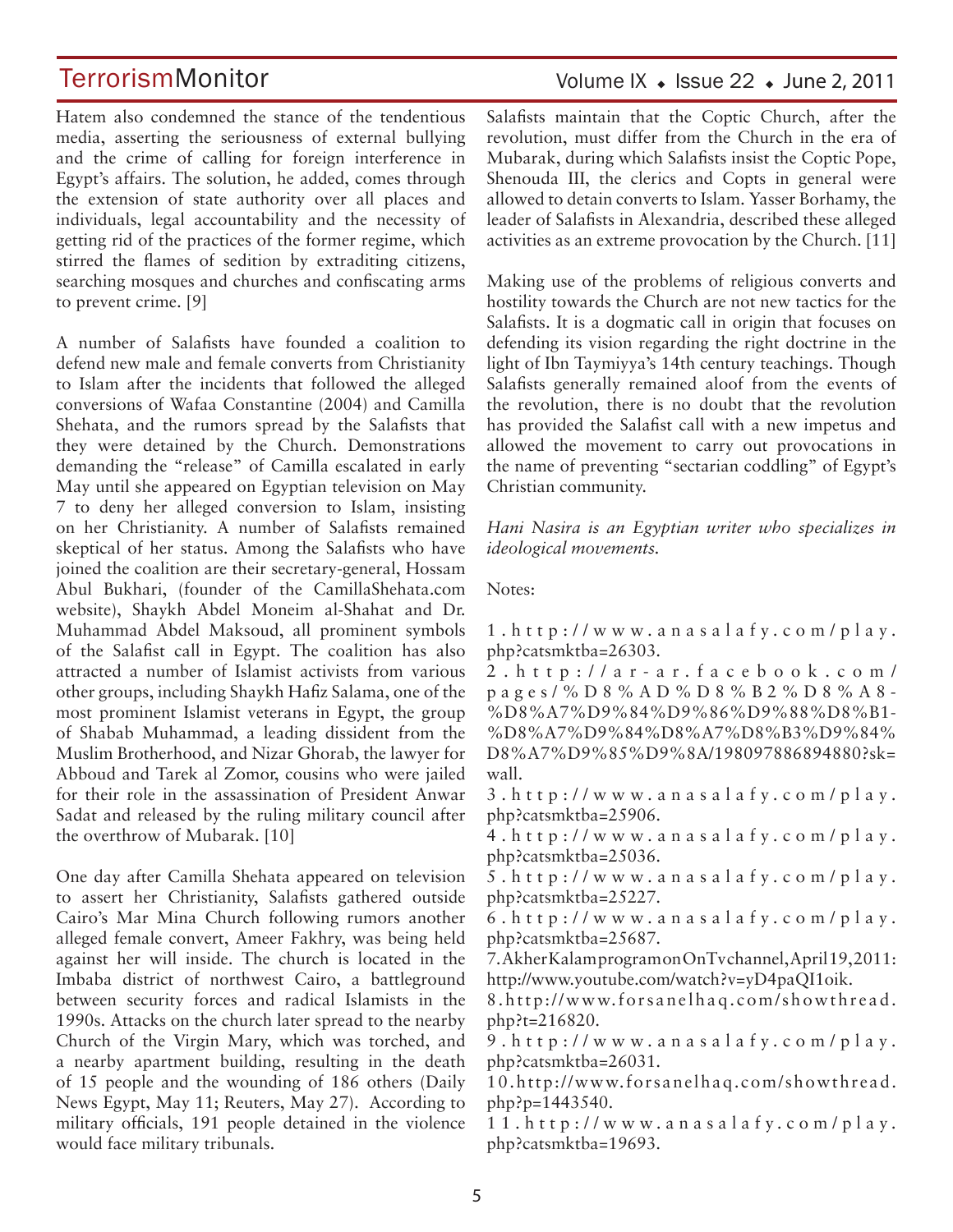Hatem also condemned the stance of the tendentious media, asserting the seriousness of external bullying and the crime of calling for foreign interference in Egypt's affairs. The solution, he added, comes through the extension of state authority over all places and individuals, legal accountability and the necessity of getting rid of the practices of the former regime, which stirred the flames of sedition by extraditing citizens, searching mosques and churches and confiscating arms to prevent crime. [9]

A number of Salafists have founded a coalition to defend new male and female converts from Christianity to Islam after the incidents that followed the alleged conversions of Wafaa Constantine (2004) and Camilla Shehata, and the rumors spread by the Salafists that they were detained by the Church. Demonstrations demanding the "release" of Camilla escalated in early May until she appeared on Egyptian television on May 7 to deny her alleged conversion to Islam, insisting on her Christianity. A number of Salafists remained skeptical of her status. Among the Salafists who have joined the coalition are their secretary-general, Hossam Abul Bukhari, (founder of the CamillaShehata.com website), Shaykh Abdel Moneim al-Shahat and Dr. Muhammad Abdel Maksoud, all prominent symbols of the Salafist call in Egypt. The coalition has also attracted a number of Islamist activists from various other groups, including Shaykh Hafiz Salama, one of the most prominent Islamist veterans in Egypt, the group of Shabab Muhammad, a leading dissident from the Muslim Brotherhood, and Nizar Ghorab, the lawyer for Abboud and Tarek al Zomor, cousins who were jailed for their role in the assassination of President Anwar Sadat and released by the ruling military council after the overthrow of Mubarak. [10]

One day after Camilla Shehata appeared on television to assert her Christianity, Salafists gathered outside Cairo's Mar Mina Church following rumors another alleged female convert, Ameer Fakhry, was being held against her will inside. The church is located in the Imbaba district of northwest Cairo, a battleground between security forces and radical Islamists in the 1990s. Attacks on the church later spread to the nearby Church of the Virgin Mary, which was torched, and a nearby apartment building, resulting in the death of 15 people and the wounding of 186 others (Daily News Egypt, May 11; Reuters, May 27). According to military officials, 191 people detained in the violence would face military tribunals.

Salafists maintain that the Coptic Church, after the revolution, must differ from the Church in the era of Mubarak, during which Salafists insist the Coptic Pope, Shenouda III, the clerics and Copts in general were allowed to detain converts to Islam. Yasser Borhamy, the leader of Salafists in Alexandria, described these alleged activities as an extreme provocation by the Church. [11]

Making use of the problems of religious converts and hostility towards the Church are not new tactics for the Salafists. It is a dogmatic call in origin that focuses on defending its vision regarding the right doctrine in the light of Ibn Taymiyya's 14th century teachings. Though Salafists generally remained aloof from the events of the revolution, there is no doubt that the revolution has provided the Salafist call with a new impetus and allowed the movement to carry out provocations in the name of preventing "sectarian coddling" of Egypt's Christian community.

*Hani Nasira is an Egyptian writer who specializes in ideological movements.*

Notes:

1. http://www.anasalafy.com/play.php?catsmktba=26303.
2. http://ar-ar.facebook.com/pages/%D8%AD%D8%B2%D8%A8-%D8%A7%D9%84%D9%86%D9%88%D8%B1-%D8%A7%D9%84%D8%A7%D8%B3%D9%84%D8%A7%D9%85%D9%8A/198097886894880?sk=wall.
3. http://www.anasalafy.com/play.php?catsmktba=25906.
4. http://www.anasalafy.com/play.php?catsmktba=25036.
5. http://www.anasalafy.com/play.php?catsmktba=25227.
6. http://www.anasalafy.com/play.php?catsmktba=25687.
7. Akher Kalam program on OnTv channel, April 19, 2011: http://www.youtube.com/watch?v=yD4paQI1oik.
8. http://www.forsanelhaq.com/showthread.php?t=216820.
9. http://www.anasalafy.com/play.php?catsmktba=26031.
10. http://www.forsanelhaq.com/showthread.php?p=1443540.
11. http://www.anasalafy.com/play.php?catsmktba=19693.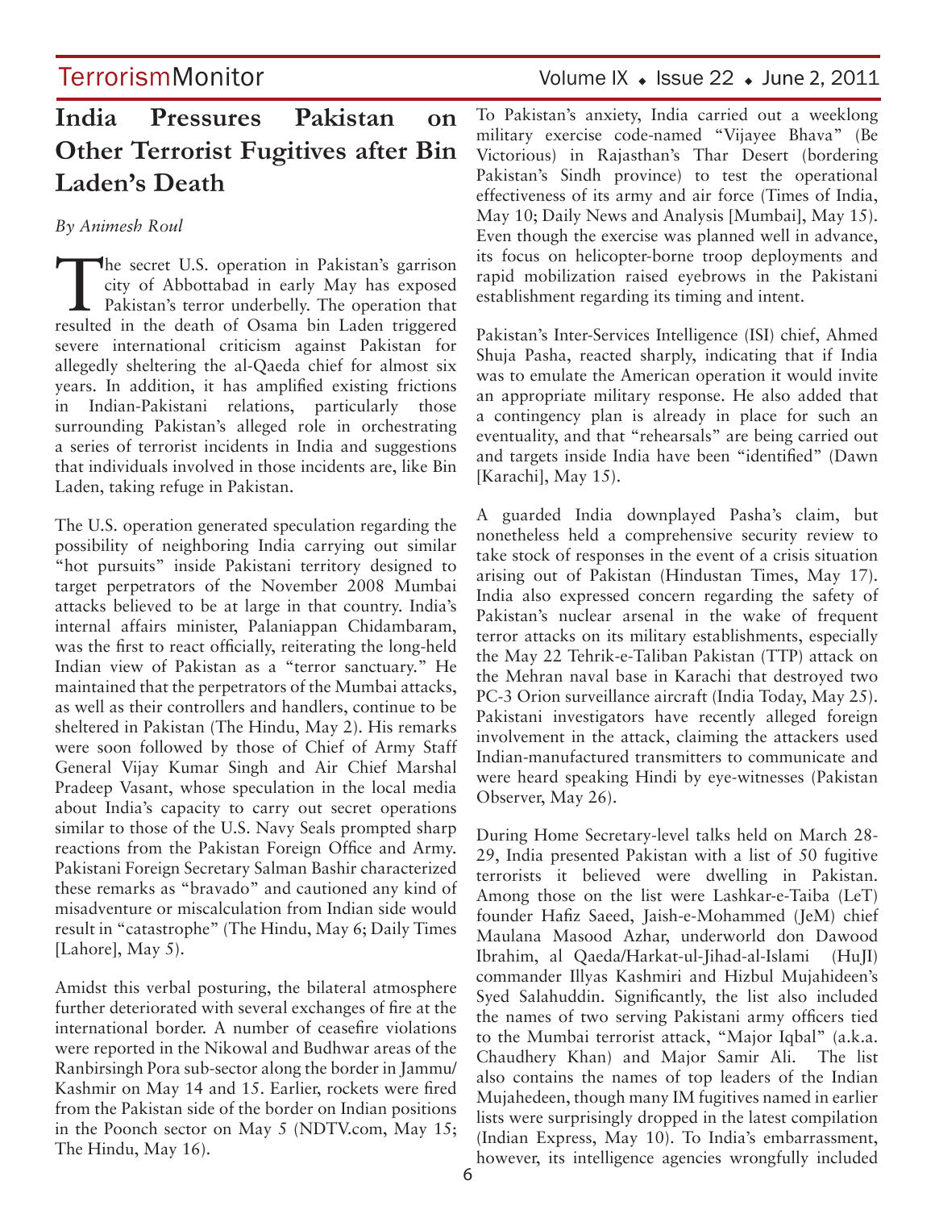# India Pressures Pakistan on Other Terrorist Fugitives after Bin Laden's Death

*By Animesh Roul*

The secret U.S. operation in Pakistan's garrison city of Abbottabad in early May has exposed Pakistan's terror underbelly. The operation that resulted in the death of Osama bin Laden triggered severe international criticism against Pakistan for allegedly sheltering the al-Qaeda chief for almost six years. In addition, it has amplified existing frictions in Indian-Pakistani relations, particularly those surrounding Pakistan's alleged role in orchestrating a series of terrorist incidents in India and suggestions that individuals involved in those incidents are, like Bin Laden, taking refuge in Pakistan.

The U.S. operation generated speculation regarding the possibility of neighboring India carrying out similar "hot pursuits" inside Pakistani territory designed to target perpetrators of the November 2008 Mumbai attacks believed to be at large in that country. India's internal affairs minister, Palaniappan Chidambaram, was the first to react officially, reiterating the long-held Indian view of Pakistan as a "terror sanctuary." He maintained that the perpetrators of the Mumbai attacks, as well as their controllers and handlers, continue to be sheltered in Pakistan (The Hindu, May 2). His remarks were soon followed by those of Chief of Army Staff General Vijay Kumar Singh and Air Chief Marshal Pradeep Vasant, whose speculation in the local media about India's capacity to carry out secret operations similar to those of the U.S. Navy Seals prompted sharp reactions from the Pakistan Foreign Office and Army. Pakistani Foreign Secretary Salman Bashir characterized these remarks as "bravado" and cautioned any kind of misadventure or miscalculation from Indian side would result in "catastrophe" (The Hindu, May 6; Daily Times [Lahore], May 5).

Amidst this verbal posturing, the bilateral atmosphere further deteriorated with several exchanges of fire at the international border. A number of ceasefire violations were reported in the Nikowal and Budhwar areas of the Ranbirsingh Pora sub-sector along the border in Jammu/Kashmir on May 14 and 15. Earlier, rockets were fired from the Pakistan side of the border on Indian positions in the Poonch sector on May 5 (NDTV.com, May 15; The Hindu, May 16).

To Pakistan's anxiety, India carried out a weeklong military exercise code-named "Vijayee Bhava" (Be Victorious) in Rajasthan's Thar Desert (bordering Pakistan's Sindh province) to test the operational effectiveness of its army and air force (Times of India, May 10; Daily News and Analysis [Mumbai], May 15). Even though the exercise was planned well in advance, its focus on helicopter-borne troop deployments and rapid mobilization raised eyebrows in the Pakistani establishment regarding its timing and intent.

Pakistan's Inter-Services Intelligence (ISI) chief, Ahmed Shuja Pasha, reacted sharply, indicating that if India was to emulate the American operation it would invite an appropriate military response. He also added that a contingency plan is already in place for such an eventuality, and that "rehearsals" are being carried out and targets inside India have been "identified" (Dawn [Karachi], May 15).

A guarded India downplayed Pasha's claim, but nonetheless held a comprehensive security review to take stock of responses in the event of a crisis situation arising out of Pakistan (Hindustan Times, May 17). India also expressed concern regarding the safety of Pakistan's nuclear arsenal in the wake of frequent terror attacks on its military establishments, especially the May 22 Tehrik-e-Taliban Pakistan (TTP) attack on the Mehran naval base in Karachi that destroyed two PC-3 Orion surveillance aircraft (India Today, May 25). Pakistani investigators have recently alleged foreign involvement in the attack, claiming the attackers used Indian-manufactured transmitters to communicate and were heard speaking Hindi by eye-witnesses (Pakistan Observer, May 26).

During Home Secretary-level talks held on March 28-29, India presented Pakistan with a list of 50 fugitive terrorists it believed were dwelling in Pakistan. Among those on the list were Lashkar-e-Taiba (LeT) founder Hafiz Saeed, Jaish-e-Mohammed (JeM) chief Maulana Masood Azhar, underworld don Dawood Ibrahim, al Qaeda/Harkat-ul-Jihad-al-Islami (HuJI) commander Illyas Kashmiri and Hizbul Mujahideen's Syed Salahuddin. Significantly, the list also included the names of two serving Pakistani army officers tied to the Mumbai terrorist attack, "Major Iqbal" (a.k.a. Chaudhery Khan) and Major Samir Ali. The list also contains the names of top leaders of the Indian Mujahedeen, though many IM fugitives named in earlier lists were surprisingly dropped in the latest compilation (Indian Express, May 10). To India's embarrassment, however, its intelligence agencies wrongfully included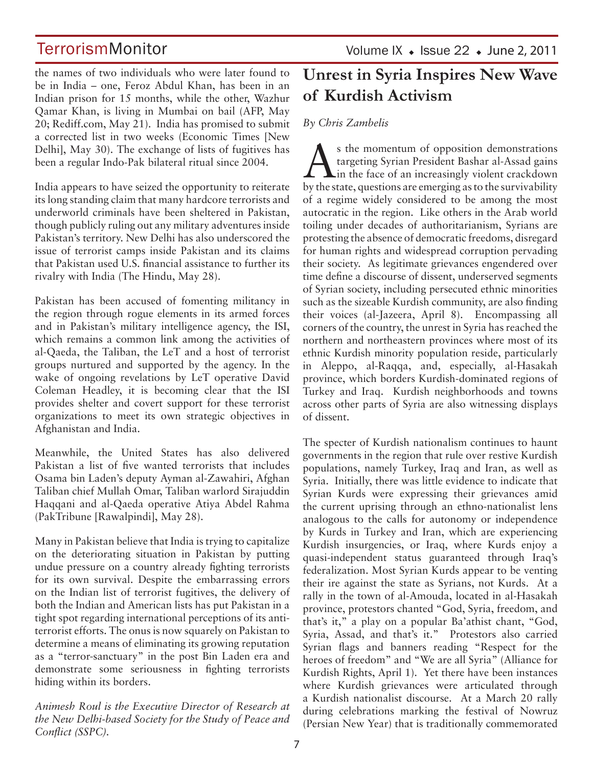the names of two individuals who were later found to be in India – one, Feroz Abdul Khan, has been in an Indian prison for 15 months, while the other, Wazhur Qamar Khan, is living in Mumbai on bail (AFP, May 20; Rediff.com, May 21). India has promised to submit a corrected list in two weeks (Economic Times [New Delhi], May 30). The exchange of lists of fugitives has been a regular Indo-Pak bilateral ritual since 2004.

India appears to have seized the opportunity to reiterate its long standing claim that many hardcore terrorists and underworld criminals have been sheltered in Pakistan, though publicly ruling out any military adventures inside Pakistan's territory. New Delhi has also underscored the issue of terrorist camps inside Pakistan and its claims that Pakistan used U.S. financial assistance to further its rivalry with India (The Hindu, May 28).

Pakistan has been accused of fomenting militancy in the region through rogue elements in its armed forces and in Pakistan's military intelligence agency, the ISI, which remains a common link among the activities of al-Qaeda, the Taliban, the LeT and a host of terrorist groups nurtured and supported by the agency. In the wake of ongoing revelations by LeT operative David Coleman Headley, it is becoming clear that the ISI provides shelter and covert support for these terrorist organizations to meet its own strategic objectives in Afghanistan and India.

Meanwhile, the United States has also delivered Pakistan a list of five wanted terrorists that includes Osama bin Laden's deputy Ayman al-Zawahiri, Afghan Taliban chief Mullah Omar, Taliban warlord Sirajuddin Haqqani and al-Qaeda operative Atiya Abdel Rahma (PakTribune [Rawalpindi], May 28).

Many in Pakistan believe that India is trying to capitalize on the deteriorating situation in Pakistan by putting undue pressure on a country already fighting terrorists for its own survival. Despite the embarrassing errors on the Indian list of terrorist fugitives, the delivery of both the Indian and American lists has put Pakistan in a tight spot regarding international perceptions of its anti-terrorist efforts. The onus is now squarely on Pakistan to determine a means of eliminating its growing reputation as a "terror-sanctuary" in the post Bin Laden era and demonstrate some seriousness in fighting terrorists hiding within its borders.

*Animesh Roul is the Executive Director of Research at the New Delhi-based Society for the Study of Peace and Conflict (SSPC).*

## Unrest in Syria Inspires New Wave of Kurdish Activism

*By Chris Zambelis*

As the momentum of opposition demonstrations targeting Syrian President Bashar al-Assad gains in the face of an increasingly violent crackdown by the state, questions are emerging as to the survivability of a regime widely considered to be among the most autocratic in the region. Like others in the Arab world toiling under decades of authoritarianism, Syrians are protesting the absence of democratic freedoms, disregard for human rights and widespread corruption pervading their society. As legitimate grievances engendered over time define a discourse of dissent, underserved segments of Syrian society, including persecuted ethnic minorities such as the sizeable Kurdish community, are also finding their voices (al-Jazeera, April 8). Encompassing all corners of the country, the unrest in Syria has reached the northern and northeastern provinces where most of its ethnic Kurdish minority population reside, particularly in Aleppo, al-Raqqa, and, especially, al-Hasakah province, which borders Kurdish-dominated regions of Turkey and Iraq. Kurdish neighborhoods and towns across other parts of Syria are also witnessing displays of dissent.

The specter of Kurdish nationalism continues to haunt governments in the region that rule over restive Kurdish populations, namely Turkey, Iraq and Iran, as well as Syria. Initially, there was little evidence to indicate that Syrian Kurds were expressing their grievances amid the current uprising through an ethno-nationalist lens analogous to the calls for autonomy or independence by Kurds in Turkey and Iran, which are experiencing Kurdish insurgencies, or Iraq, where Kurds enjoy a quasi-independent status guaranteed through Iraq's federalization. Most Syrian Kurds appear to be venting their ire against the state as Syrians, not Kurds. At a rally in the town of al-Amouda, located in al-Hasakah province, protestors chanted "God, Syria, freedom, and that's it," a play on a popular Ba'athist chant, "God, Syria, Assad, and that's it." Protestors also carried Syrian flags and banners reading "Respect for the heroes of freedom" and "We are all Syria" (Alliance for Kurdish Rights, April 1). Yet there have been instances where Kurdish grievances were articulated through a Kurdish nationalist discourse. At a March 20 rally during celebrations marking the festival of Nowruz (Persian New Year) that is traditionally commemorated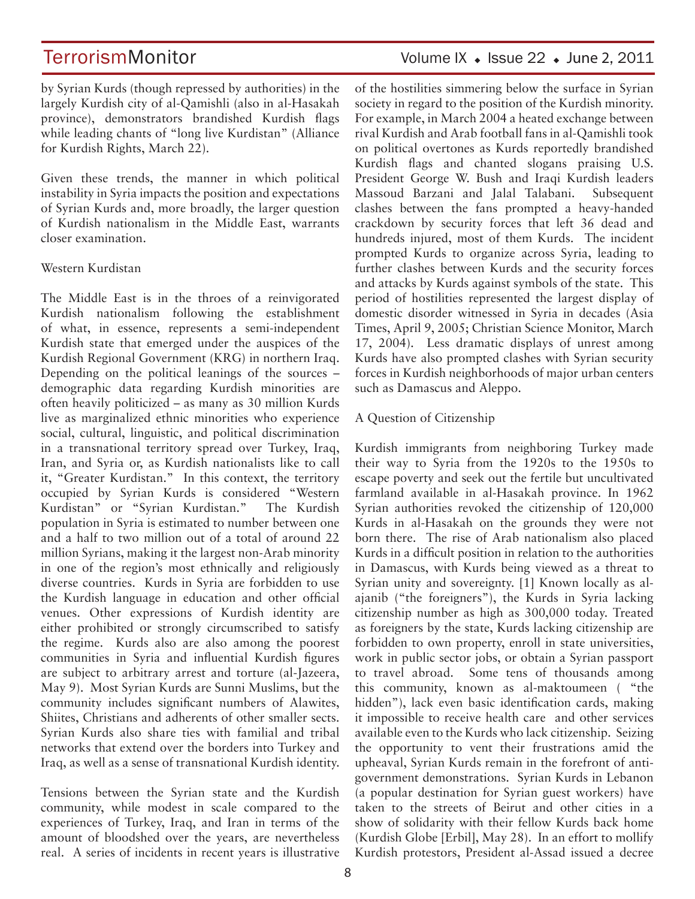by Syrian Kurds (though repressed by authorities) in the largely Kurdish city of al-Qamishli (also in al-Hasakah province), demonstrators brandished Kurdish flags while leading chants of "long live Kurdistan" (Alliance for Kurdish Rights, March 22).

Given these trends, the manner in which political instability in Syria impacts the position and expectations of Syrian Kurds and, more broadly, the larger question of Kurdish nationalism in the Middle East, warrants closer examination.

## Western Kurdistan

The Middle East is in the throes of a reinvigorated Kurdish nationalism following the establishment of what, in essence, represents a semi-independent Kurdish state that emerged under the auspices of the Kurdish Regional Government (KRG) in northern Iraq. Depending on the political leanings of the sources – demographic data regarding Kurdish minorities are often heavily politicized – as many as 30 million Kurds live as marginalized ethnic minorities who experience social, cultural, linguistic, and political discrimination in a transnational territory spread over Turkey, Iraq, Iran, and Syria or, as Kurdish nationalists like to call it, "Greater Kurdistan." In this context, the territory occupied by Syrian Kurds is considered "Western Kurdistan" or "Syrian Kurdistan." The Kurdish population in Syria is estimated to number between one and a half to two million out of a total of around 22 million Syrians, making it the largest non-Arab minority in one of the region's most ethnically and religiously diverse countries. Kurds in Syria are forbidden to use the Kurdish language in education and other official venues. Other expressions of Kurdish identity are either prohibited or strongly circumscribed to satisfy the regime. Kurds also are also among the poorest communities in Syria and influential Kurdish figures are subject to arbitrary arrest and torture (al-Jazeera, May 9). Most Syrian Kurds are Sunni Muslims, but the community includes significant numbers of Alawites, Shiites, Christians and adherents of other smaller sects. Syrian Kurds also share ties with familial and tribal networks that extend over the borders into Turkey and Iraq, as well as a sense of transnational Kurdish identity.

Tensions between the Syrian state and the Kurdish community, while modest in scale compared to the experiences of Turkey, Iraq, and Iran in terms of the amount of bloodshed over the years, are nevertheless real. A series of incidents in recent years is illustrative of the hostilities simmering below the surface in Syrian society in regard to the position of the Kurdish minority. For example, in March 2004 a heated exchange between rival Kurdish and Arab football fans in al-Qamishli took on political overtones as Kurds reportedly brandished Kurdish flags and chanted slogans praising U.S. President George W. Bush and Iraqi Kurdish leaders Massoud Barzani and Jalal Talabani. Subsequent clashes between the fans prompted a heavy-handed crackdown by security forces that left 36 dead and hundreds injured, most of them Kurds. The incident prompted Kurds to organize across Syria, leading to further clashes between Kurds and the security forces and attacks by Kurds against symbols of the state. This period of hostilities represented the largest display of domestic disorder witnessed in Syria in decades (Asia Times, April 9, 2005; Christian Science Monitor, March 17, 2004). Less dramatic displays of unrest among Kurds have also prompted clashes with Syrian security forces in Kurdish neighborhoods of major urban centers such as Damascus and Aleppo.

## A Question of Citizenship

Kurdish immigrants from neighboring Turkey made their way to Syria from the 1920s to the 1950s to escape poverty and seek out the fertile but uncultivated farmland available in al-Hasakah province. In 1962 Syrian authorities revoked the citizenship of 120,000 Kurds in al-Hasakah on the grounds they were not born there. The rise of Arab nationalism also placed Kurds in a difficult position in relation to the authorities in Damascus, with Kurds being viewed as a threat to Syrian unity and sovereignty. [1] Known locally as al-ajanib ("the foreigners"), the Kurds in Syria lacking citizenship number as high as 300,000 today. Treated as foreigners by the state, Kurds lacking citizenship are forbidden to own property, enroll in state universities, work in public sector jobs, or obtain a Syrian passport to travel abroad. Some tens of thousands among this community, known as al-maktoumeen ( "the hidden"), lack even basic identification cards, making it impossible to receive health care and other services available even to the Kurds who lack citizenship. Seizing the opportunity to vent their frustrations amid the upheaval, Syrian Kurds remain in the forefront of anti-government demonstrations. Syrian Kurds in Lebanon (a popular destination for Syrian guest workers) have taken to the streets of Beirut and other cities in a show of solidarity with their fellow Kurds back home (Kurdish Globe [Erbil], May 28). In an effort to mollify Kurdish protestors, President al-Assad issued a decree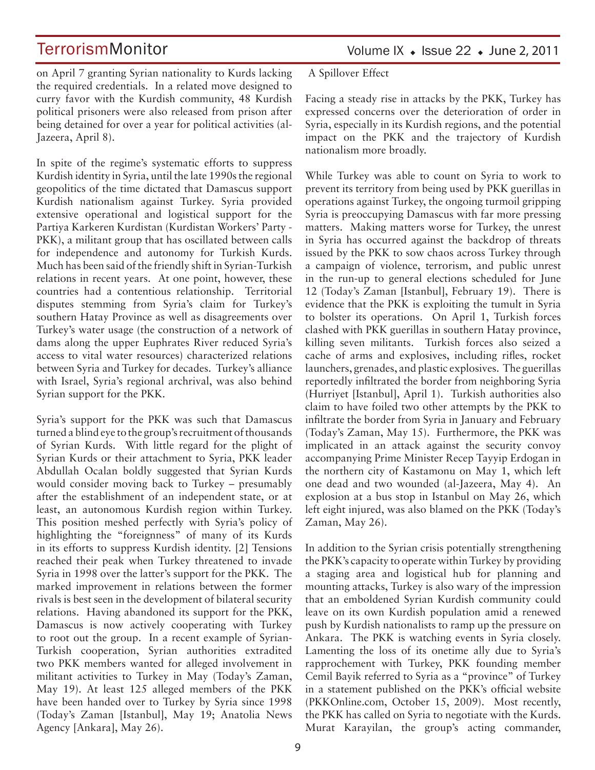on April 7 granting Syrian nationality to Kurds lacking the required credentials. In a related move designed to curry favor with the Kurdish community, 48 Kurdish political prisoners were also released from prison after being detained for over a year for political activities (al-Jazeera, April 8).

In spite of the regime's systematic efforts to suppress Kurdish identity in Syria, until the late 1990s the regional geopolitics of the time dictated that Damascus support Kurdish nationalism against Turkey. Syria provided extensive operational and logistical support for the Partiya Karkeren Kurdistan (Kurdistan Workers' Party - PKK), a militant group that has oscillated between calls for independence and autonomy for Turkish Kurds. Much has been said of the friendly shift in Syrian-Turkish relations in recent years. At one point, however, these countries had a contentious relationship. Territorial disputes stemming from Syria's claim for Turkey's southern Hatay Province as well as disagreements over Turkey's water usage (the construction of a network of dams along the upper Euphrates River reduced Syria's access to vital water resources) characterized relations between Syria and Turkey for decades. Turkey's alliance with Israel, Syria's regional archrival, was also behind Syrian support for the PKK.

Syria's support for the PKK was such that Damascus turned a blind eye to the group's recruitment of thousands of Syrian Kurds. With little regard for the plight of Syrian Kurds or their attachment to Syria, PKK leader Abdullah Ocalan boldly suggested that Syrian Kurds would consider moving back to Turkey – presumably after the establishment of an independent state, or at least, an autonomous Kurdish region within Turkey. This position meshed perfectly with Syria's policy of highlighting the "foreignness" of many of its Kurds in its efforts to suppress Kurdish identity. [2] Tensions reached their peak when Turkey threatened to invade Syria in 1998 over the latter's support for the PKK. The marked improvement in relations between the former rivals is best seen in the development of bilateral security relations. Having abandoned its support for the PKK, Damascus is now actively cooperating with Turkey to root out the group. In a recent example of Syrian-Turkish cooperation, Syrian authorities extradited two PKK members wanted for alleged involvement in militant activities to Turkey in May (Today's Zaman, May 19). At least 125 alleged members of the PKK have been handed over to Turkey by Syria since 1998 (Today's Zaman [Istanbul], May 19; Anatolia News Agency [Ankara], May 26).

## A Spillover Effect

Facing a steady rise in attacks by the PKK, Turkey has expressed concerns over the deterioration of order in Syria, especially in its Kurdish regions, and the potential impact on the PKK and the trajectory of Kurdish nationalism more broadly.

While Turkey was able to count on Syria to work to prevent its territory from being used by PKK guerillas in operations against Turkey, the ongoing turmoil gripping Syria is preoccupying Damascus with far more pressing matters. Making matters worse for Turkey, the unrest in Syria has occurred against the backdrop of threats issued by the PKK to sow chaos across Turkey through a campaign of violence, terrorism, and public unrest in the run-up to general elections scheduled for June 12 (Today's Zaman [Istanbul], February 19). There is evidence that the PKK is exploiting the tumult in Syria to bolster its operations. On April 1, Turkish forces clashed with PKK guerillas in southern Hatay province, killing seven militants. Turkish forces also seized a cache of arms and explosives, including rifles, rocket launchers, grenades, and plastic explosives. The guerillas reportedly infiltrated the border from neighboring Syria (Hurriyet [Istanbul], April 1). Turkish authorities also claim to have foiled two other attempts by the PKK to infiltrate the border from Syria in January and February (Today's Zaman, May 15). Furthermore, the PKK was implicated in an attack against the security convoy accompanying Prime Minister Recep Tayyip Erdogan in the northern city of Kastamonu on May 1, which left one dead and two wounded (al-Jazeera, May 4). An explosion at a bus stop in Istanbul on May 26, which left eight injured, was also blamed on the PKK (Today's Zaman, May 26).

In addition to the Syrian crisis potentially strengthening the PKK's capacity to operate within Turkey by providing a staging area and logistical hub for planning and mounting attacks, Turkey is also wary of the impression that an emboldened Syrian Kurdish community could leave on its own Kurdish population amid a renewed push by Kurdish nationalists to ramp up the pressure on Ankara. The PKK is watching events in Syria closely. Lamenting the loss of its onetime ally due to Syria's rapprochement with Turkey, PKK founding member Cemil Bayik referred to Syria as a "province" of Turkey in a statement published on the PKK's official website (PKKOnline.com, October 15, 2009). Most recently, the PKK has called on Syria to negotiate with the Kurds. Murat Karayilan, the group's acting commander,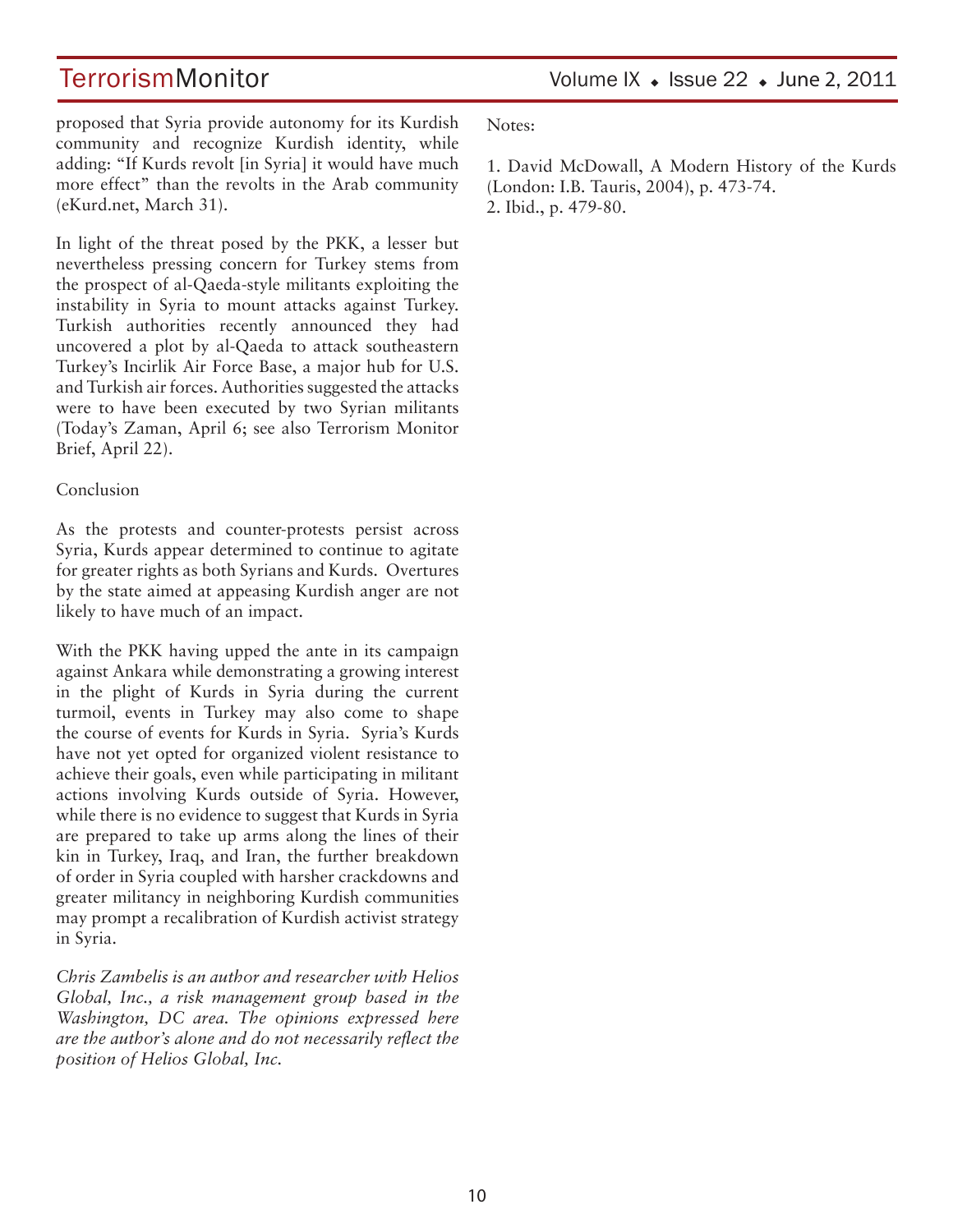proposed that Syria provide autonomy for its Kurdish community and recognize Kurdish identity, while adding: "If Kurds revolt [in Syria] it would have much more effect" than the revolts in the Arab community (eKurd.net, March 31).

In light of the threat posed by the PKK, a lesser but nevertheless pressing concern for Turkey stems from the prospect of al-Qaeda-style militants exploiting the instability in Syria to mount attacks against Turkey. Turkish authorities recently announced they had uncovered a plot by al-Qaeda to attack southeastern Turkey's Incirlik Air Force Base, a major hub for U.S. and Turkish air forces. Authorities suggested the attacks were to have been executed by two Syrian militants (Today's Zaman, April 6; see also Terrorism Monitor Brief, April 22).

## Conclusion

As the protests and counter-protests persist across Syria, Kurds appear determined to continue to agitate for greater rights as both Syrians and Kurds. Overtures by the state aimed at appeasing Kurdish anger are not likely to have much of an impact.

With the PKK having upped the ante in its campaign against Ankara while demonstrating a growing interest in the plight of Kurds in Syria during the current turmoil, events in Turkey may also come to shape the course of events for Kurds in Syria. Syria's Kurds have not yet opted for organized violent resistance to achieve their goals, even while participating in militant actions involving Kurds outside of Syria. However, while there is no evidence to suggest that Kurds in Syria are prepared to take up arms along the lines of their kin in Turkey, Iraq, and Iran, the further breakdown of order in Syria coupled with harsher crackdowns and greater militancy in neighboring Kurdish communities may prompt a recalibration of Kurdish activist strategy in Syria.

*Chris Zambelis is an author and researcher with Helios Global, Inc., a risk management group based in the Washington, DC area. The opinions expressed here are the author's alone and do not necessarily reflect the position of Helios Global, Inc.*

Notes:

1. David McDowall, A Modern History of the Kurds (London: I.B. Tauris, 2004), p. 473-74.
2. Ibid., p. 479-80.